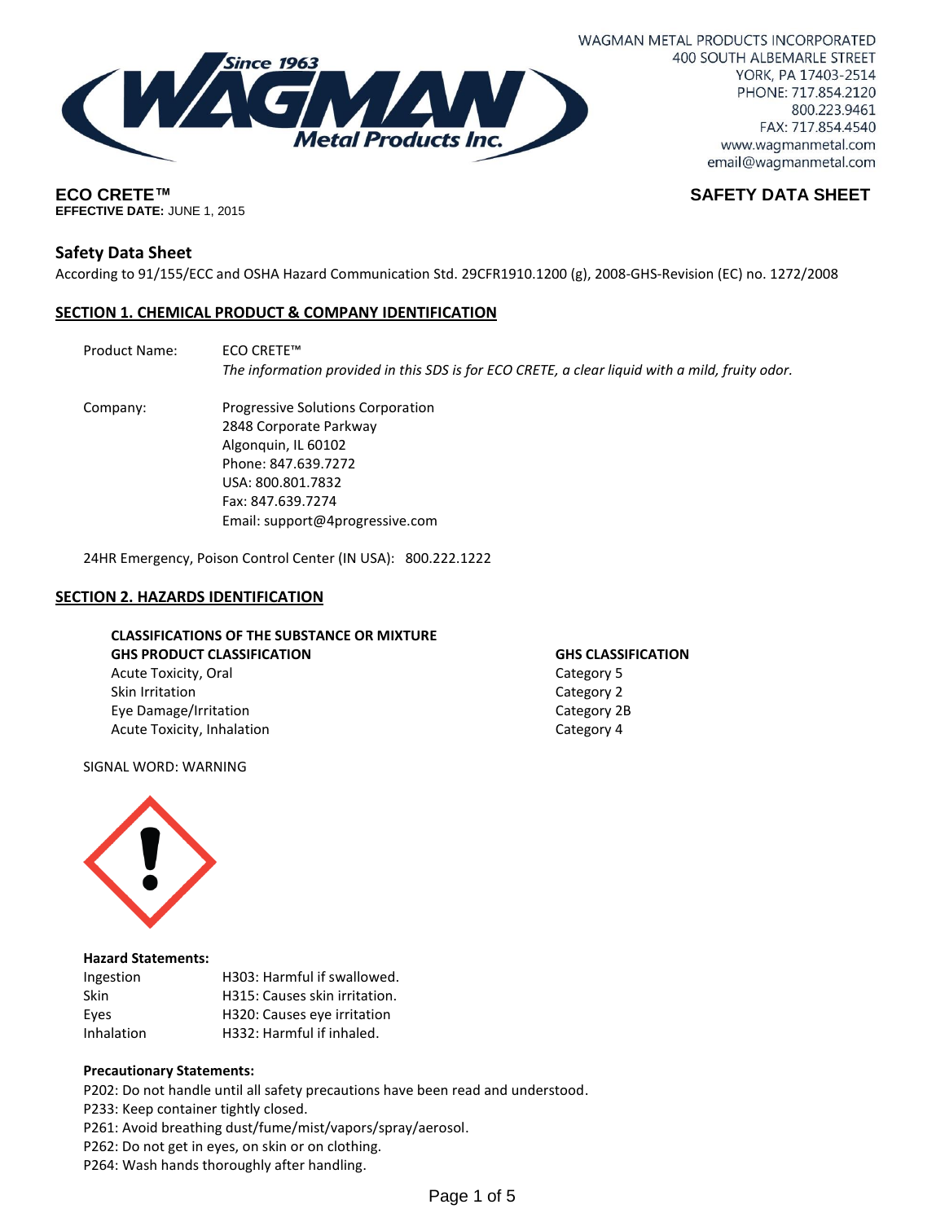WAGMAN METAL PRODUCTS INCORPORATED
400 SOUTH ALBEMARLE STREET
YORK, PA 17403-2514
PHONE: 717.854.2120
800.223.9461
FAX: 717.854.4540
www.wagmanmetal.com
email@wagmanmetal.com

**ECO CRETE™** **SAFETY DATA SHEET**

**EFFECTIVE DATE:** JUNE 1, 2015

## Safety Data Sheet

According to 91/155/ECC and OSHA Hazard Communication Std. 29CFR1910.1200 (g), 2008-GHS-Revision (EC) no. 1272/2008

## SECTION 1. CHEMICAL PRODUCT & COMPANY IDENTIFICATION

Product Name: ECO CRETE™
*The information provided in this SDS is for ECO CRETE, a clear liquid with a mild, fruity odor.*

Company: Progressive Solutions Corporation
2848 Corporate Parkway
Algonquin, IL 60102
Phone: 847.639.7272
USA: 800.801.7832
Fax: 847.639.7274
Email: support@4progressive.com

24HR Emergency, Poison Control Center (IN USA): 800.222.1222

## SECTION 2. HAZARDS IDENTIFICATION

**CLASSIFICATIONS OF THE SUBSTANCE OR MIXTURE**

| GHS PRODUCT CLASSIFICATION | GHS CLASSIFICATION |
|---|---|
| Acute Toxicity, Oral | Category 5 |
| Skin Irritation | Category 2 |
| Eye Damage/Irritation | Category 2B |
| Acute Toxicity, Inhalation | Category 4 |

SIGNAL WORD: WARNING

**Hazard Statements:**

| | |
|---|---|
| Ingestion | H303: Harmful if swallowed. |
| Skin | H315: Causes skin irritation. |
| Eyes | H320: Causes eye irritation |
| Inhalation | H332: Harmful if inhaled. |

**Precautionary Statements:**

P202: Do not handle until all safety precautions have been read and understood.
P233: Keep container tightly closed.
P261: Avoid breathing dust/fume/mist/vapors/spray/aerosol.
P262: Do not get in eyes, on skin or on clothing.
P264: Wash hands thoroughly after handling.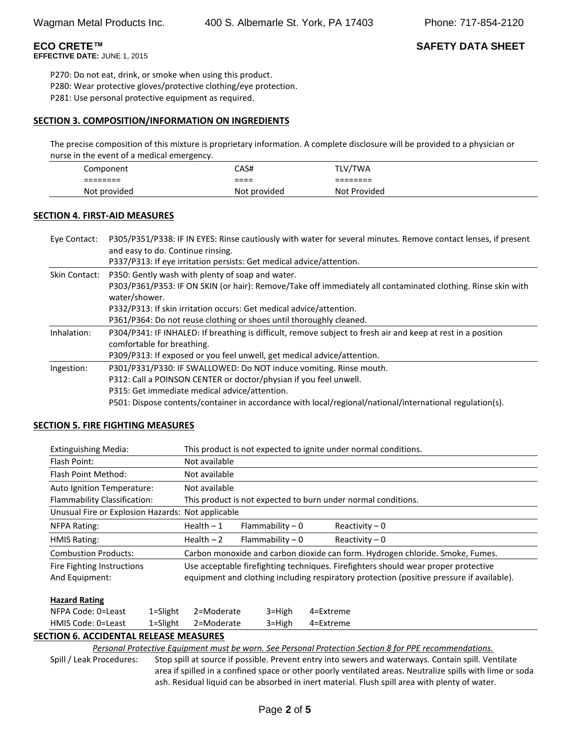P270: Do not eat, drink, or smoke when using this product.
P280: Wear protective gloves/protective clothing/eye protection.
P281: Use personal protective equipment as required.

## SECTION 3. COMPOSITION/INFORMATION ON INGREDIENTS

The precise composition of this mixture is proprietary information. A complete disclosure will be provided to a physician or nurse in the event of a medical emergency.

| Component | CAS# | TLV/TWA |
|---|---|---|
| ======== | ==== | ======== |
| Not provided | Not provided | Not Provided |

## SECTION 4. FIRST-AID MEASURES

| | |
|---|---|
| Eye Contact: | P305/P351/P338: IF IN EYES: Rinse cautiously with water for several minutes. Remove contact lenses, if present and easy to do. Continue rinsing.<br>P337/P313: If eye irritation persists: Get medical advice/attention. |
| Skin Contact: | P350: Gently wash with plenty of soap and water.<br>P303/P361/P353: IF ON SKIN (or hair): Remove/Take off immediately all contaminated clothing. Rinse skin with water/shower.<br>P332/P313: If skin irritation occurs: Get medical advice/attention.<br>P361/P364: Do not reuse clothing or shoes until thoroughly cleaned. |
| Inhalation: | P304/P341: IF INHALED: If breathing is difficult, remove subject to fresh air and keep at rest in a position comfortable for breathing.<br>P309/P313: If exposed or you feel unwell, get medical advice/attention. |
| Ingestion: | P301/P331/P330: IF SWALLOWED: Do NOT induce vomiting. Rinse mouth.<br>P312: Call a POINSON CENTER or doctor/physian if you feel unwell.<br>P315: Get immediate medical advice/attention.<br>P501: Dispose contents/container in accordance with local/regional/national/international regulation(s). |

## SECTION 5. FIRE FIGHTING MEASURES

| | | | |
|---|---|---|---|
| Extinguishing Media: | This product is not expected to ignite under normal conditions. | | |
| Flash Point: | Not available | | |
| Flash Point Method: | Not available | | |
| Auto Ignition Temperature: | Not available | | |
| Flammability Classification: | This product is not expected to burn under normal conditions. | | |
| Unusual Fire or Explosion Hazards: | Not applicable | | |
| NFPA Rating: | Health – 1 | Flammability – 0 | Reactivity – 0 |
| HMIS Rating: | Health – 2 | Flammability – 0 | Reactivity – 0 |
| Combustion Products: | Carbon monoxide and carbon dioxide can form. Hydrogen chloride. Smoke, Fumes. | | |
| Fire Fighting Instructions And Equipment: | Use acceptable firefighting techniques. Firefighters should wear proper protective equipment and clothing including respiratory protection (positive pressure if available). | | |

**Hazard Rating**

| | | | | |
|---|---|---|---|---|
| NFPA Code: 0=Least | 1=Slight | 2=Moderate | 3=High | 4=Extreme |
| HMIS Code: 0=Least | 1=Slight | 2=Moderate | 3=High | 4=Extreme |

## SECTION 6. ACCIDENTAL RELEASE MEASURES

*Personal Protective Equipment must be worn. See Personal Protection Section 8 for PPE recommendations.*

Spill / Leak Procedures: Stop spill at source if possible. Prevent entry into sewers and waterways. Contain spill. Ventilate area if spilled in a confined space or other poorly ventilated areas. Neutralize spills with lime or soda ash. Residual liquid can be absorbed in inert material. Flush spill area with plenty of water.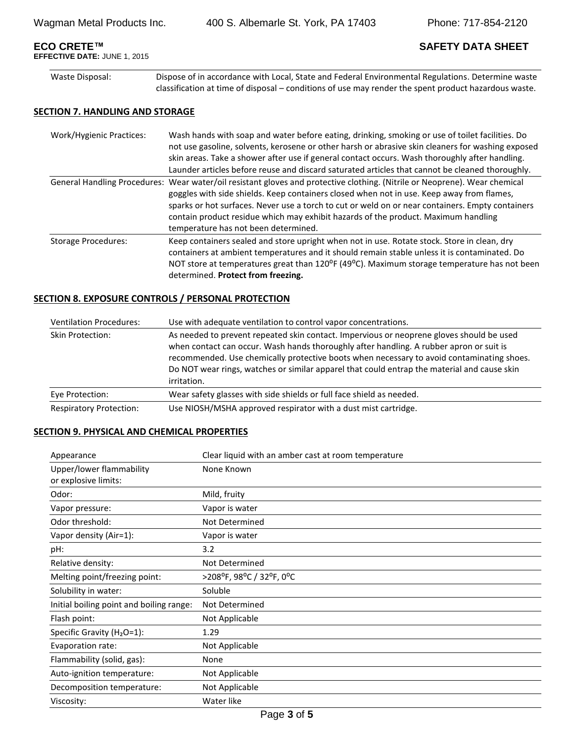| | |
|---|---|
| Waste Disposal: | Dispose of in accordance with Local, State and Federal Environmental Regulations. Determine waste classification at time of disposal – conditions of use may render the spent product hazardous waste. |

## SECTION 7. HANDLING AND STORAGE

| | |
|---|---|
| Work/Hygienic Practices: | Wash hands with soap and water before eating, drinking, smoking or use of toilet facilities. Do not use gasoline, solvents, kerosene or other harsh or abrasive skin cleaners for washing exposed skin areas. Take a shower after use if general contact occurs. Wash thoroughly after handling. Launder articles before reuse and discard saturated articles that cannot be cleaned thoroughly. |
| General Handling Procedures: | Wear water/oil resistant gloves and protective clothing. (Nitrile or Neoprene). Wear chemical goggles with side shields. Keep containers closed when not in use. Keep away from flames, sparks or hot surfaces. Never use a torch to cut or weld on or near containers. Empty containers contain product residue which may exhibit hazards of the product. Maximum handling temperature has not been determined. |
| Storage Procedures: | Keep containers sealed and store upright when not in use. Rotate stock. Store in clean, dry containers at ambient temperatures and it should remain stable unless it is contaminated. Do NOT store at temperatures great than 120ºF (49ºC). Maximum storage temperature has not been determined. **Protect from freezing.** |

## SECTION 8. EXPOSURE CONTROLS / PERSONAL PROTECTION

| | |
|---|---|
| Ventilation Procedures: | Use with adequate ventilation to control vapor concentrations. |
| Skin Protection: | As needed to prevent repeated skin contact. Impervious or neoprene gloves should be used when contact can occur. Wash hands thoroughly after handling. A rubber apron or suit is recommended. Use chemically protective boots when necessary to avoid contaminating shoes. Do NOT wear rings, watches or similar apparel that could entrap the material and cause skin irritation. |
| Eye Protection: | Wear safety glasses with side shields or full face shield as needed. |
| Respiratory Protection: | Use NIOSH/MSHA approved respirator with a dust mist cartridge. |

## SECTION 9. PHYSICAL AND CHEMICAL PROPERTIES

| | |
|---|---|
| Appearance | Clear liquid with an amber cast at room temperature |
| Upper/lower flammability or explosive limits: | None Known |
| Odor: | Mild, fruity |
| Vapor pressure: | Vapor is water |
| Odor threshold: | Not Determined |
| Vapor density (Air=1): | Vapor is water |
| pH: | 3.2 |
| Relative density: | Not Determined |
| Melting point/freezing point: | >208ºF, 98ºC / 32ºF, 0ºC |
| Solubility in water: | Soluble |
| Initial boiling point and boiling range: | Not Determined |
| Flash point: | Not Applicable |
| Specific Gravity ($H_2O$=1): | 1.29 |
| Evaporation rate: | Not Applicable |
| Flammability (solid, gas): | None |
| Auto-ignition temperature: | Not Applicable |
| Decomposition temperature: | Not Applicable |
| Viscosity: | Water like |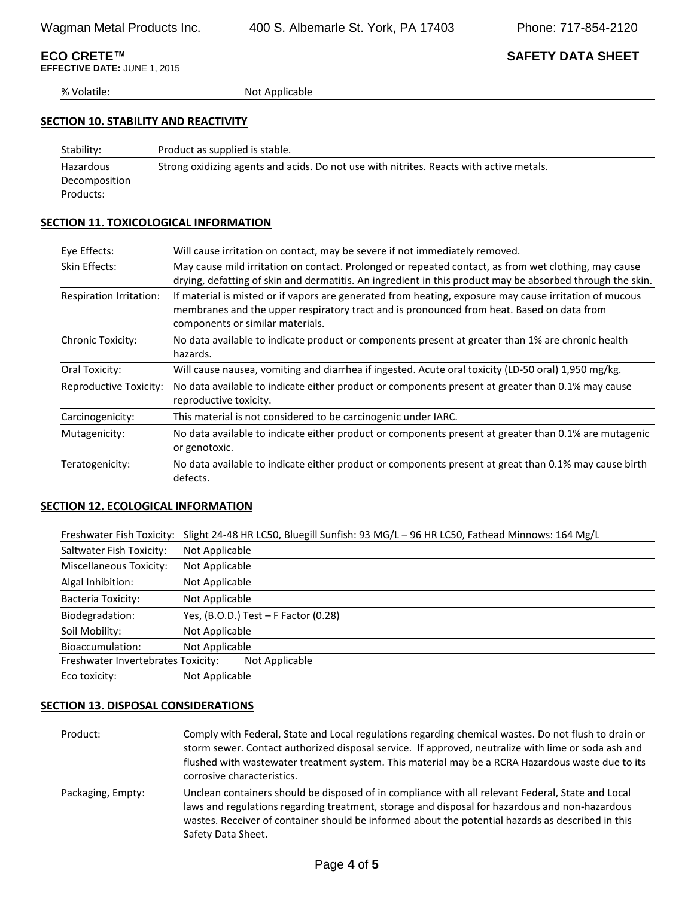| | |
|---|---|
| % Volatile: | Not Applicable |

## SECTION 10. STABILITY AND REACTIVITY

| | |
|---|---|
| Stability: | Product as supplied is stable. |
| Hazardous Decomposition Products: | Strong oxidizing agents and acids. Do not use with nitrites. Reacts with active metals. |

## SECTION 11. TOXICOLOGICAL INFORMATION

| | |
|---|---|
| Eye Effects: | Will cause irritation on contact, may be severe if not immediately removed. |
| Skin Effects: | May cause mild irritation on contact. Prolonged or repeated contact, as from wet clothing, may cause drying, defatting of skin and dermatitis. An ingredient in this product may be absorbed through the skin. |
| Respiration Irritation: | If material is misted or if vapors are generated from heating, exposure may cause irritation of mucous membranes and the upper respiratory tract and is pronounced from heat. Based on data from components or similar materials. |
| Chronic Toxicity: | No data available to indicate product or components present at greater than 1% are chronic health hazards. |
| Oral Toxicity: | Will cause nausea, vomiting and diarrhea if ingested. Acute oral toxicity (LD-50 oral) 1,950 mg/kg. |
| Reproductive Toxicity: | No data available to indicate either product or components present at greater than 0.1% may cause reproductive toxicity. |
| Carcinogenicity: | This material is not considered to be carcinogenic under IARC. |
| Mutagenicity: | No data available to indicate either product or components present at greater than 0.1% are mutagenic or genotoxic. |
| Teratogenicity: | No data available to indicate either product or components present at great than 0.1% may cause birth defects. |

## SECTION 12. ECOLOGICAL INFORMATION

| | |
|---|---|
| Freshwater Fish Toxicity: | Slight 24-48 HR LC50, Bluegill Sunfish: 93 MG/L – 96 HR LC50, Fathead Minnows: 164 Mg/L |
| Saltwater Fish Toxicity: | Not Applicable |
| Miscellaneous Toxicity: | Not Applicable |
| Algal Inhibition: | Not Applicable |
| Bacteria Toxicity: | Not Applicable |
| Biodegradation: | Yes, (B.O.D.) Test – F Factor (0.28) |
| Soil Mobility: | Not Applicable |
| Bioaccumulation: | Not Applicable |
| Freshwater Invertebrates Toxicity: | Not Applicable |
| Eco toxicity: | Not Applicable |

## SECTION 13. DISPOSAL CONSIDERATIONS

| | |
|---|---|
| Product: | Comply with Federal, State and Local regulations regarding chemical wastes. Do not flush to drain or storm sewer. Contact authorized disposal service. If approved, neutralize with lime or soda ash and flushed with wastewater treatment system. This material may be a RCRA Hazardous waste due to its corrosive characteristics. |
| Packaging, Empty: | Unclean containers should be disposed of in compliance with all relevant Federal, State and Local laws and regulations regarding treatment, storage and disposal for hazardous and non-hazardous wastes. Receiver of container should be informed about the potential hazards as described in this Safety Data Sheet. |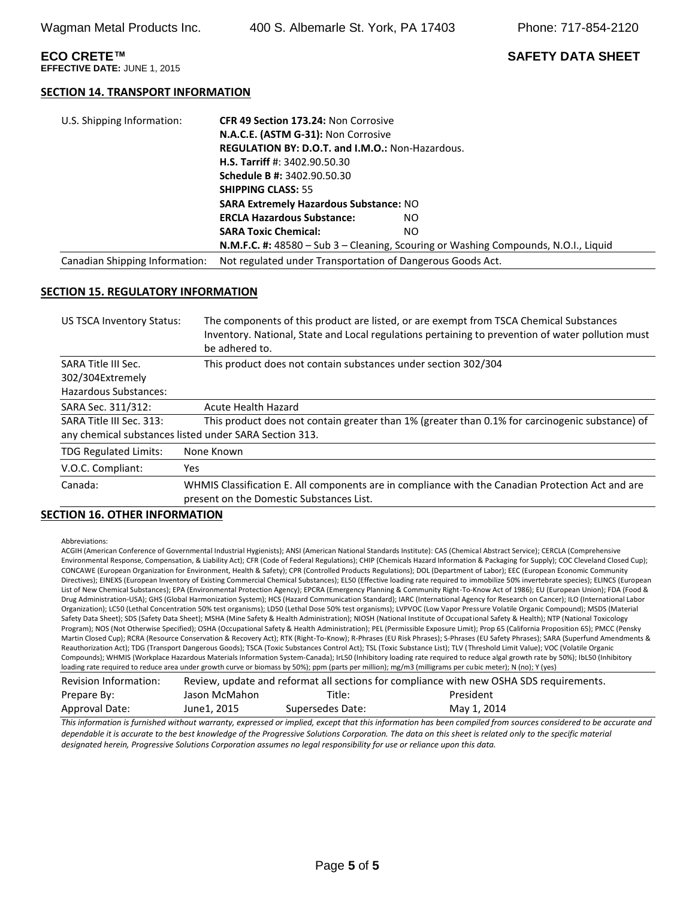**ECO CRETE™** **SAFETY DATA SHEET**

**EFFECTIVE DATE:** JUNE 1, 2015

## SECTION 14. TRANSPORT INFORMATION

| | | |
|---|---|---|
| U.S. Shipping Information: | **CFR 49 Section 173.24:** Non Corrosive | |
| | **N.A.C.E. (ASTM G-31):** Non Corrosive | |
| | **REGULATION BY: D.O.T. and I.M.O.:** Non-Hazardous. | |
| | **H.S. Tarriff** #: 3402.90.50.30 | |
| | **Schedule B #:** 3402.90.50.30 | |
| | **SHIPPING CLASS:** 55 | |
| | **SARA Extremely Hazardous Substance:** NO | |
| | **ERCLA Hazardous Substance:** | NO |
| | **SARA Toxic Chemical:** | NO |
| | **N.M.F.C. #:** 48580 – Sub 3 – Cleaning, Scouring or Washing Compounds, N.O.I., Liquid | |
| Canadian Shipping Information: | Not regulated under Transportation of Dangerous Goods Act. | |

## SECTION 15. REGULATORY INFORMATION

| | |
|---|---|
| US TSCA Inventory Status: | The components of this product are listed, or are exempt from TSCA Chemical Substances Inventory. National, State and Local regulations pertaining to prevention of water pollution must be adhered to. |
| SARA Title III Sec. 302/304Extremely Hazardous Substances: | This product does not contain substances under section 302/304 |
| SARA Sec. 311/312: | Acute Health Hazard |
| SARA Title III Sec. 313: | This product does not contain greater than 1% (greater than 0.1% for carcinogenic substance) of any chemical substances listed under SARA Section 313. |
| TDG Regulated Limits: | None Known |
| V.O.C. Compliant: | Yes |
| Canada: | WHMIS Classification E. All components are in compliance with the Canadian Protection Act and are present on the Domestic Substances List. |

## SECTION 16. OTHER INFORMATION

Abbreviations:

ACGIH (American Conference of Governmental Industrial Hygienists); ANSI (American National Standards Institute): CAS (Chemical Abstract Service); CERCLA (Comprehensive Environmental Response, Compensation, & Liability Act); CFR (Code of Federal Regulations); CHIP (Chemicals Hazard Information & Packaging for Supply); COC Cleveland Closed Cup); CONCAWE (European Organization for Environment, Health & Safety); CPR (Controlled Products Regulations); DOL (Department of Labor); EEC (European Economic Community Directives); EINEXS (European Inventory of Existing Commercial Chemical Substances); EL50 (Effective loading rate required to immobilize 50% invertebrate species); ELINCS (European List of New Chemical Substances); EPA (Environmental Protection Agency); EPCRA (Emergency Planning & Community Right-To-Know Act of 1986); EU (European Union); FDA (Food & Drug Administration-USA); GHS (Global Harmonization System); HCS (Hazard Communication Standard); IARC (International Agency for Research on Cancer); ILO (International Labor Organization); LC50 (Lethal Concentration 50% test organisms); LD50 (Lethal Dose 50% test organisms); LVPVOC (Low Vapor Pressure Volatile Organic Compound); MSDS (Material Safety Data Sheet); SDS (Safety Data Sheet); MSHA (Mine Safety & Health Administration); NIOSH (National Institute of Occupational Safety & Health); NTP (National Toxicology Program); NOS (Not Otherwise Specified); OSHA (Occupational Safety & Health Administration); PEL (Permissible Exposure Limit); Prop 65 (California Proposition 65); PMCC (Pensky Martin Closed Cup); RCRA (Resource Conservation & Recovery Act); RTK (Right-To-Know); R-Phrases (EU Risk Phrases); S-Phrases (EU Safety Phrases); SARA (Superfund Amendments & Reauthorization Act); TDG (Transport Dangerous Goods); TSCA (Toxic Substances Control Act); TSL (Toxic Substance List); TLV (Threshold Limit Value); VOC (Volatile Organic Compounds); WHMIS (Workplace Hazardous Materials Information System-Canada); IrL50 (Inhibitory loading rate required to reduce algal growth rate by 50%); IbL50 (Inhibitory loading rate required to reduce area under growth curve or biomass by 50%); ppm (parts per million); mg/m3 (milligrams per cubic meter); N (no); Y (yes)

| | | | |
|---|---|---|---|
| Revision Information: | Review, update and reformat all sections for compliance with new OSHA SDS requirements. | | |
| Prepare By: | Jason McMahon | Title: | President |
| Approval Date: | June1, 2015 | Supersedes Date: | May 1, 2014 |

*This information is furnished without warranty, expressed or implied, except that this information has been compiled from sources considered to be accurate and dependable it is accurate to the best knowledge of the Progressive Solutions Corporation. The data on this sheet is related only to the specific material designated herein, Progressive Solutions Corporation assumes no legal responsibility for use or reliance upon this data.*